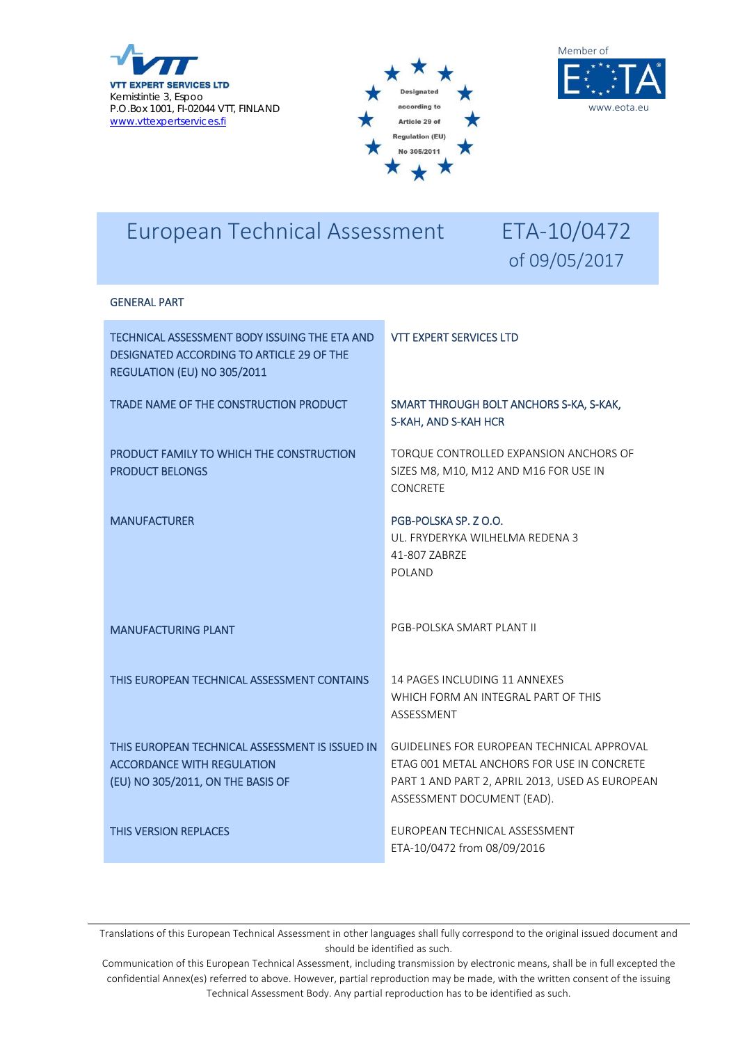**VTT EXPERT SERVICES LTD**
Kemistintie 3, Espoo
P.O.Box 1001, FI-02044 VTT, FINLAND
www.vttexpertservices.fi

Designated according to Article 29 of Regulation (EU) No 305/2011

Member of EOTA
www.eota.eu

# European Technical Assessment ETA-10/0472 of 09/05/2017

## GENERAL PART

| | |
|---|---|
| TECHNICAL ASSESSMENT BODY ISSUING THE ETA AND DESIGNATED ACCORDING TO ARTICLE 29 OF THE REGULATION (EU) NO 305/2011 | VTT EXPERT SERVICES LTD |
| TRADE NAME OF THE CONSTRUCTION PRODUCT | SMART THROUGH BOLT ANCHORS S-KA, S-KAK, S-KAH, AND S-KAH HCR |
| PRODUCT FAMILY TO WHICH THE CONSTRUCTION PRODUCT BELONGS | TORQUE CONTROLLED EXPANSION ANCHORS OF SIZES M8, M10, M12 AND M16 FOR USE IN CONCRETE |
| MANUFACTURER | PGB-POLSKA SP. Z O.O.<br>UL. FRYDERYKA WILHELMA REDENA 3<br>41-807 ZABRZE<br>POLAND |
| MANUFACTURING PLANT | PGB-POLSKA SMART PLANT II |
| THIS EUROPEAN TECHNICAL ASSESSMENT CONTAINS | 14 PAGES INCLUDING 11 ANNEXES WHICH FORM AN INTEGRAL PART OF THIS ASSESSMENT |
| THIS EUROPEAN TECHNICAL ASSESSMENT IS ISSUED IN ACCORDANCE WITH REGULATION (EU) NO 305/2011, ON THE BASIS OF | GUIDELINES FOR EUROPEAN TECHNICAL APPROVAL ETAG 001 METAL ANCHORS FOR USE IN CONCRETE PART 1 AND PART 2, APRIL 2013, USED AS EUROPEAN ASSESSMENT DOCUMENT (EAD). |
| THIS VERSION REPLACES | EUROPEAN TECHNICAL ASSESSMENT ETA-10/0472 from 08/09/2016 |

Translations of this European Technical Assessment in other languages shall fully correspond to the original issued document and should be identified as such.

Communication of this European Technical Assessment, including transmission by electronic means, shall be in full excepted the confidential Annex(es) referred to above. However, partial reproduction may be made, with the written consent of the issuing Technical Assessment Body. Any partial reproduction has to be identified as such.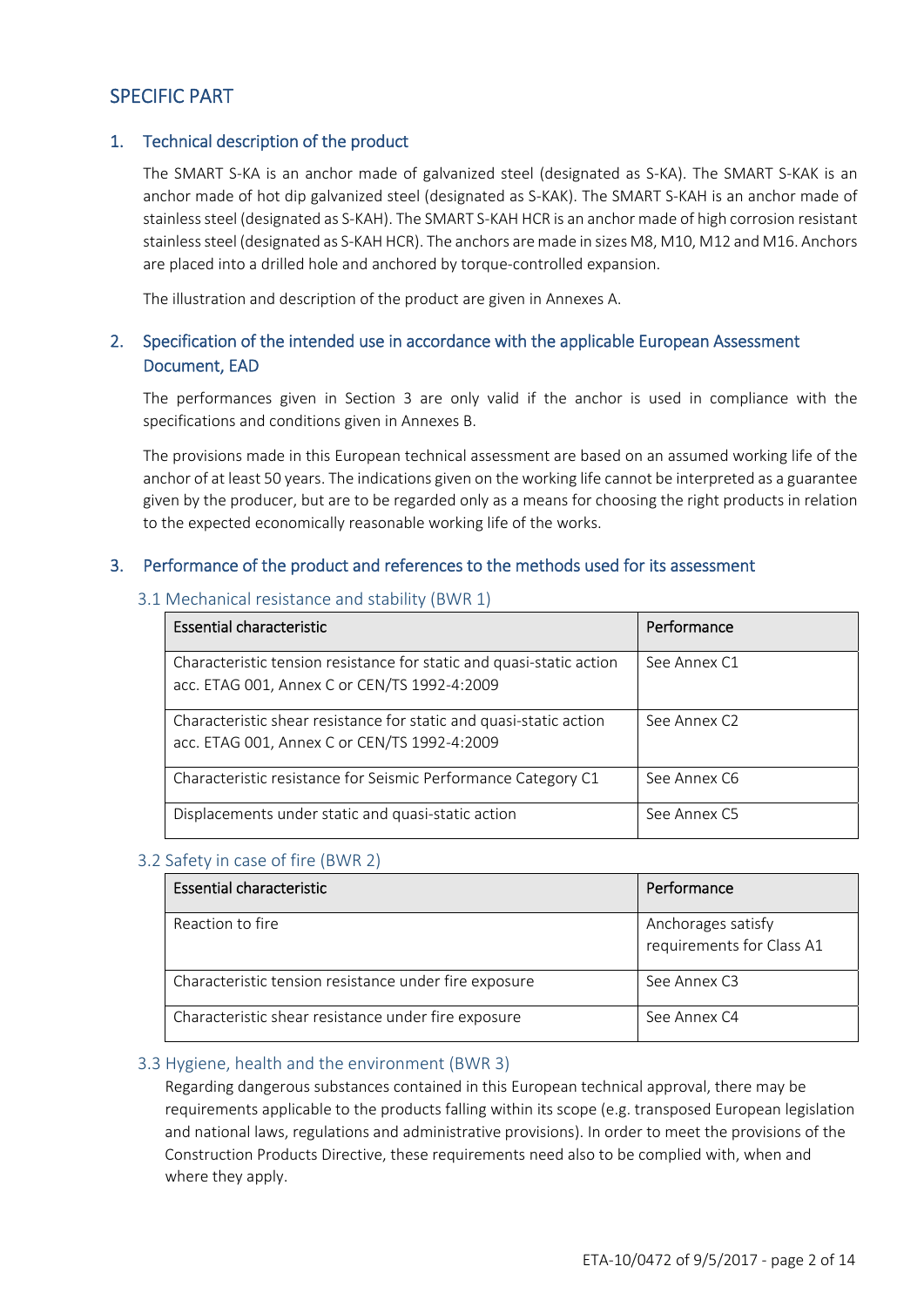## SPECIFIC PART

### 1. Technical description of the product

The SMART S-KA is an anchor made of galvanized steel (designated as S-KA). The SMART S-KAK is an anchor made of hot dip galvanized steel (designated as S-KAK). The SMART S-KAH is an anchor made of stainless steel (designated as S-KAH). The SMART S-KAH HCR is an anchor made of high corrosion resistant stainless steel (designated as S-KAH HCR). The anchors are made in sizes M8, M10, M12 and M16. Anchors are placed into a drilled hole and anchored by torque-controlled expansion.

The illustration and description of the product are given in Annexes A.

### 2. Specification of the intended use in accordance with the applicable European Assessment Document, EAD

The performances given in Section 3 are only valid if the anchor is used in compliance with the specifications and conditions given in Annexes B.

The provisions made in this European technical assessment are based on an assumed working life of the anchor of at least 50 years. The indications given on the working life cannot be interpreted as a guarantee given by the producer, but are to be regarded only as a means for choosing the right products in relation to the expected economically reasonable working life of the works.

### 3. Performance of the product and references to the methods used for its assessment

#### 3.1 Mechanical resistance and stability (BWR 1)

| Essential characteristic | Performance |
|---|---|
| Characteristic tension resistance for static and quasi-static action acc. ETAG 001, Annex C or CEN/TS 1992-4:2009 | See Annex C1 |
| Characteristic shear resistance for static and quasi-static action acc. ETAG 001, Annex C or CEN/TS 1992-4:2009 | See Annex C2 |
| Characteristic resistance for Seismic Performance Category C1 | See Annex C6 |
| Displacements under static and quasi-static action | See Annex C5 |

#### 3.2 Safety in case of fire (BWR 2)

| Essential characteristic | Performance |
|---|---|
| Reaction to fire | Anchorages satisfy requirements for Class A1 |
| Characteristic tension resistance under fire exposure | See Annex C3 |
| Characteristic shear resistance under fire exposure | See Annex C4 |

#### 3.3 Hygiene, health and the environment (BWR 3)

Regarding dangerous substances contained in this European technical approval, there may be requirements applicable to the products falling within its scope (e.g. transposed European legislation and national laws, regulations and administrative provisions). In order to meet the provisions of the Construction Products Directive, these requirements need also to be complied with, when and where they apply.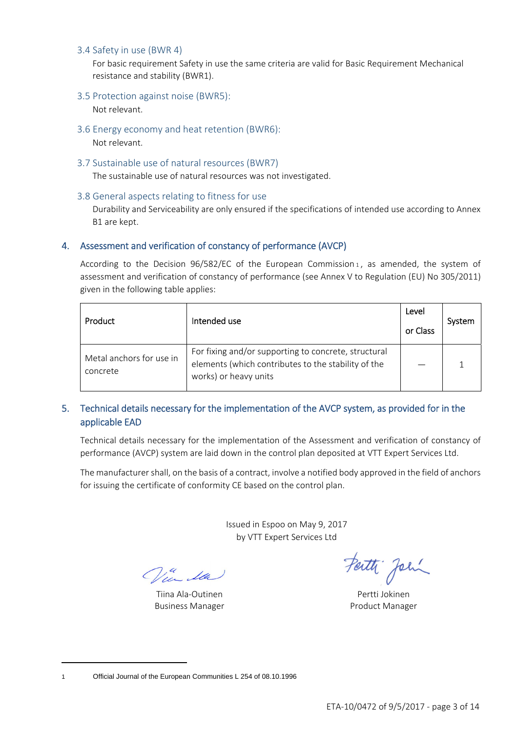### 3.4 Safety in use (BWR 4)

For basic requirement Safety in use the same criteria are valid for Basic Requirement Mechanical resistance and stability (BWR1).

### 3.5 Protection against noise (BWR5):

Not relevant.

### 3.6 Energy economy and heat retention (BWR6):

Not relevant.

### 3.7 Sustainable use of natural resources (BWR7)

The sustainable use of natural resources was not investigated.

### 3.8 General aspects relating to fitness for use

Durability and Serviceability are only ensured if the specifications of intended use according to Annex B1 are kept.

## 4. Assessment and verification of constancy of performance (AVCP)

According to the Decision 96/582/EC of the European Commission[1], as amended, the system of assessment and verification of constancy of performance (see Annex V to Regulation (EU) No 305/2011) given in the following table applies:

| Product | Intended use | Level or Class | System |
|---|---|---|---|
| Metal anchors for use in concrete | For fixing and/or supporting to concrete, structural elements (which contributes to the stability of the works) or heavy units | — | 1 |

## 5. Technical details necessary for the implementation of the AVCP system, as provided for in the applicable EAD

Technical details necessary for the implementation of the Assessment and verification of constancy of performance (AVCP) system are laid down in the control plan deposited at VTT Expert Services Ltd.

The manufacturer shall, on the basis of a contract, involve a notified body approved in the field of anchors for issuing the certificate of conformity CE based on the control plan.

Issued in Espoo on May 9, 2017
by VTT Expert Services Ltd

Tiina Ala-Outinen
Business Manager

Pertti Jokinen
Product Manager

---

1 Official Journal of the European Communities L 254 of 08.10.1996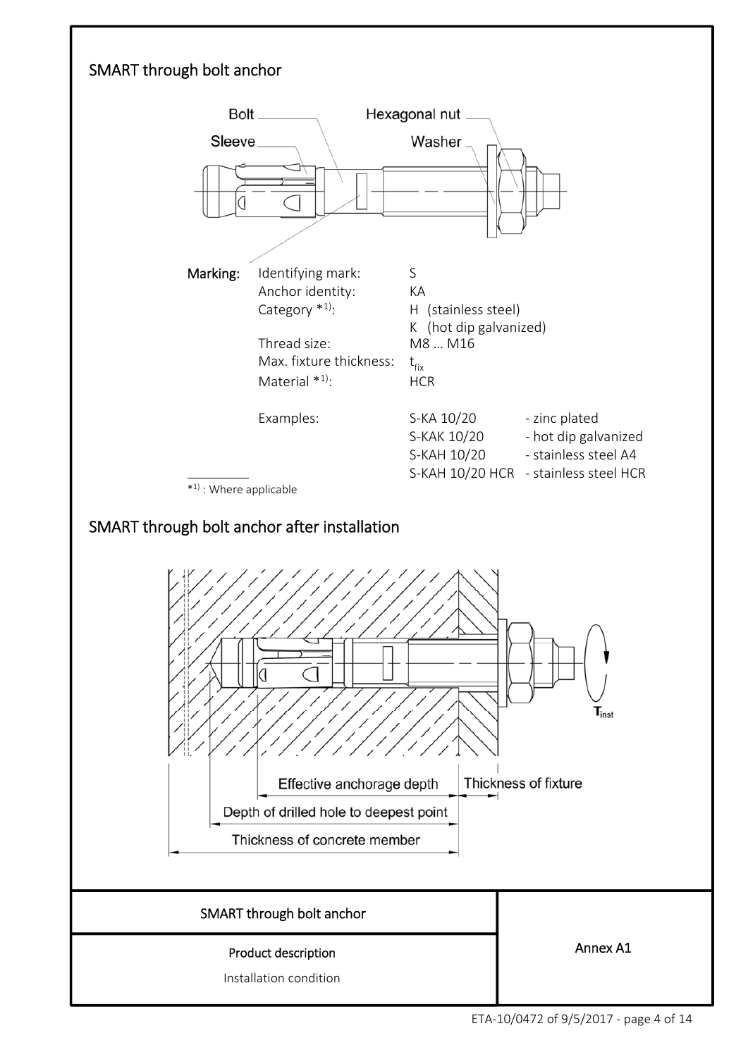## SMART through bolt anchor

Bolt

Sleeve

Hexagonal nut

Washer

**Marking:**

| | | |
|---|---|---|
| Identifying mark: | S | |
| Anchor identity: | KA | |
| Category *1): | H (stainless steel) | |
| | K (hot dip galvanized) | |
| Thread size: | M8 … M16 | |
| Max. fixture thickness: | $t_{fix}$ | |
| Material *1): | HCR | |
| Examples: | S-KA 10/20 | - zinc plated |
| | S-KAK 10/20 | - hot dip galvanized |
| | S-KAH 10/20 | - stainless steel A4 |
| | S-KAH 10/20 HCR | - stainless steel HCR |

*1) : Where applicable

## SMART through bolt anchor after installation

$T_{inst}$

Effective anchorage depth

Thickness of fixture

Depth of drilled hole to deepest point

Thickness of concrete member

| SMART through bolt anchor | |
|---|---|
| Product description<br>Installation condition | Annex A1 |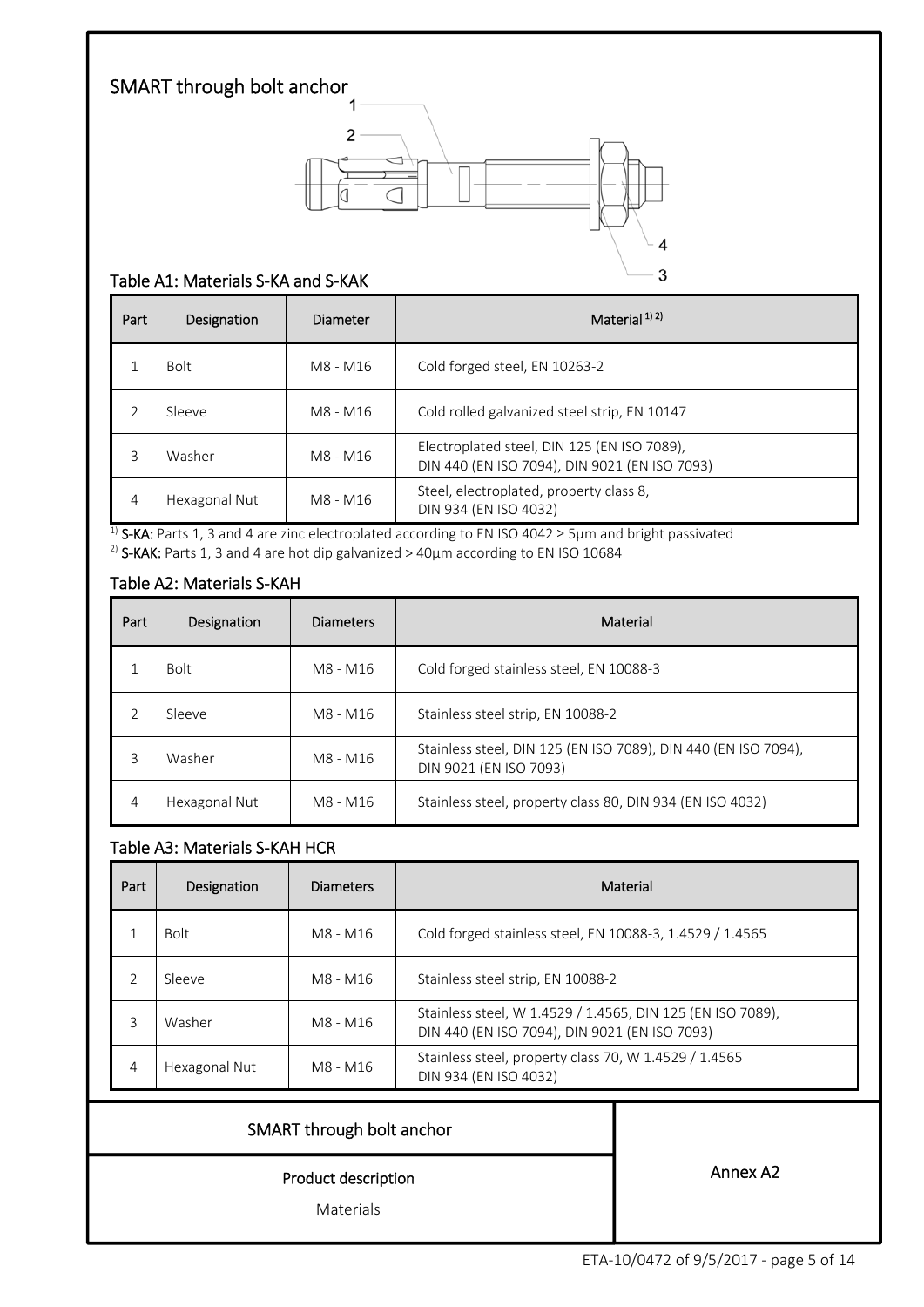## SMART through bolt anchor

### Table A1: Materials S-KA and S-KAK

| Part | Designation | Diameter | Material [1) 2)] |
|---|---|---|---|
| 1 | Bolt | M8 - M16 | Cold forged steel, EN 10263-2 |
| 2 | Sleeve | M8 - M16 | Cold rolled galvanized steel strip, EN 10147 |
| 3 | Washer | M8 - M16 | Electroplated steel, DIN 125 (EN ISO 7089), DIN 440 (EN ISO 7094), DIN 9021 (EN ISO 7093) |
| 4 | Hexagonal Nut | M8 - M16 | Steel, electroplated, property class 8, DIN 934 (EN ISO 4032) |

1) **S-KA:** Parts 1, 3 and 4 are zinc electroplated according to EN ISO 4042 ≥ 5µm and bright passivated
2) **S-KAK:** Parts 1, 3 and 4 are hot dip galvanized > 40µm according to EN ISO 10684

### Table A2: Materials S-KAH

| Part | Designation | Diameters | Material |
|---|---|---|---|
| 1 | Bolt | M8 - M16 | Cold forged stainless steel, EN 10088-3 |
| 2 | Sleeve | M8 - M16 | Stainless steel strip, EN 10088-2 |
| 3 | Washer | M8 - M16 | Stainless steel, DIN 125 (EN ISO 7089), DIN 440 (EN ISO 7094), DIN 9021 (EN ISO 7093) |
| 4 | Hexagonal Nut | M8 - M16 | Stainless steel, property class 80, DIN 934 (EN ISO 4032) |

### Table A3: Materials S-KAH HCR

| Part | Designation | Diameters | Material |
|---|---|---|---|
| 1 | Bolt | M8 - M16 | Cold forged stainless steel, EN 10088-3, 1.4529 / 1.4565 |
| 2 | Sleeve | M8 - M16 | Stainless steel strip, EN 10088-2 |
| 3 | Washer | M8 - M16 | Stainless steel, W 1.4529 / 1.4565, DIN 125 (EN ISO 7089), DIN 440 (EN ISO 7094), DIN 9021 (EN ISO 7093) |
| 4 | Hexagonal Nut | M8 - M16 | Stainless steel, property class 70, W 1.4529 / 1.4565 DIN 934 (EN ISO 4032) |

SMART through bolt anchor

Product description

Materials

Annex A2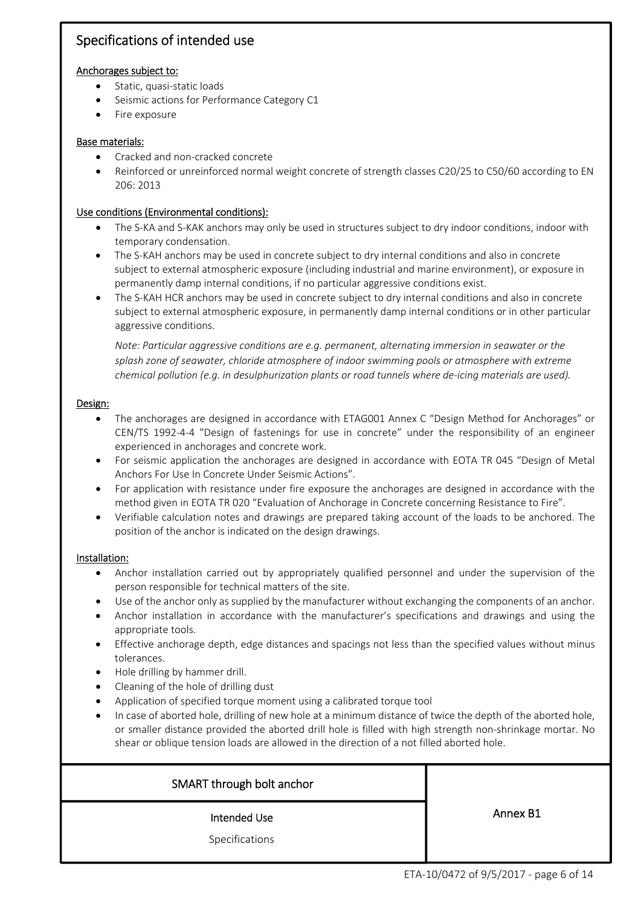## Specifications of intended use

**Anchorages subject to:**

- Static, quasi-static loads
- Seismic actions for Performance Category C1
- Fire exposure

**Base materials:**

- Cracked and non-cracked concrete
- Reinforced or unreinforced normal weight concrete of strength classes C20/25 to C50/60 according to EN 206: 2013

**Use conditions (Environmental conditions):**

- The S-KA and S-KAK anchors may only be used in structures subject to dry indoor conditions, indoor with temporary condensation.
- The S-KAH anchors may be used in concrete subject to dry internal conditions and also in concrete subject to external atmospheric exposure (including industrial and marine environment), or exposure in permanently damp internal conditions, if no particular aggressive conditions exist.
- The S-KAH HCR anchors may be used in concrete subject to dry internal conditions and also in concrete subject to external atmospheric exposure, in permanently damp internal conditions or in other particular aggressive conditions.

  *Note: Particular aggressive conditions are e.g. permanent, alternating immersion in seawater or the splash zone of seawater, chloride atmosphere of indoor swimming pools or atmosphere with extreme chemical pollution (e.g. in desulphurization plants or road tunnels where de-icing materials are used).*

**Design:**

- The anchorages are designed in accordance with ETAG001 Annex C "Design Method for Anchorages" or CEN/TS 1992-4-4 "Design of fastenings for use in concrete" under the responsibility of an engineer experienced in anchorages and concrete work.
- For seismic application the anchorages are designed in accordance with EOTA TR 045 "Design of Metal Anchors For Use In Concrete Under Seismic Actions".
- For application with resistance under fire exposure the anchorages are designed in accordance with the method given in EOTA TR 020 "Evaluation of Anchorage in Concrete concerning Resistance to Fire".
- Verifiable calculation notes and drawings are prepared taking account of the loads to be anchored. The position of the anchor is indicated on the design drawings.

**Installation:**

- Anchor installation carried out by appropriately qualified personnel and under the supervision of the person responsible for technical matters of the site.
- Use of the anchor only as supplied by the manufacturer without exchanging the components of an anchor.
- Anchor installation in accordance with the manufacturer's specifications and drawings and using the appropriate tools.
- Effective anchorage depth, edge distances and spacings not less than the specified values without minus tolerances.
- Hole drilling by hammer drill.
- Cleaning of the hole of drilling dust
- Application of specified torque moment using a calibrated torque tool
- In case of aborted hole, drilling of new hole at a minimum distance of twice the depth of the aborted hole, or smaller distance provided the aborted drill hole is filled with high strength non-shrinkage mortar. No shear or oblique tension loads are allowed in the direction of a not filled aborted hole.

| SMART through bolt anchor | Annex B1 |
|---|---|
| Intended Use<br>Specifications | |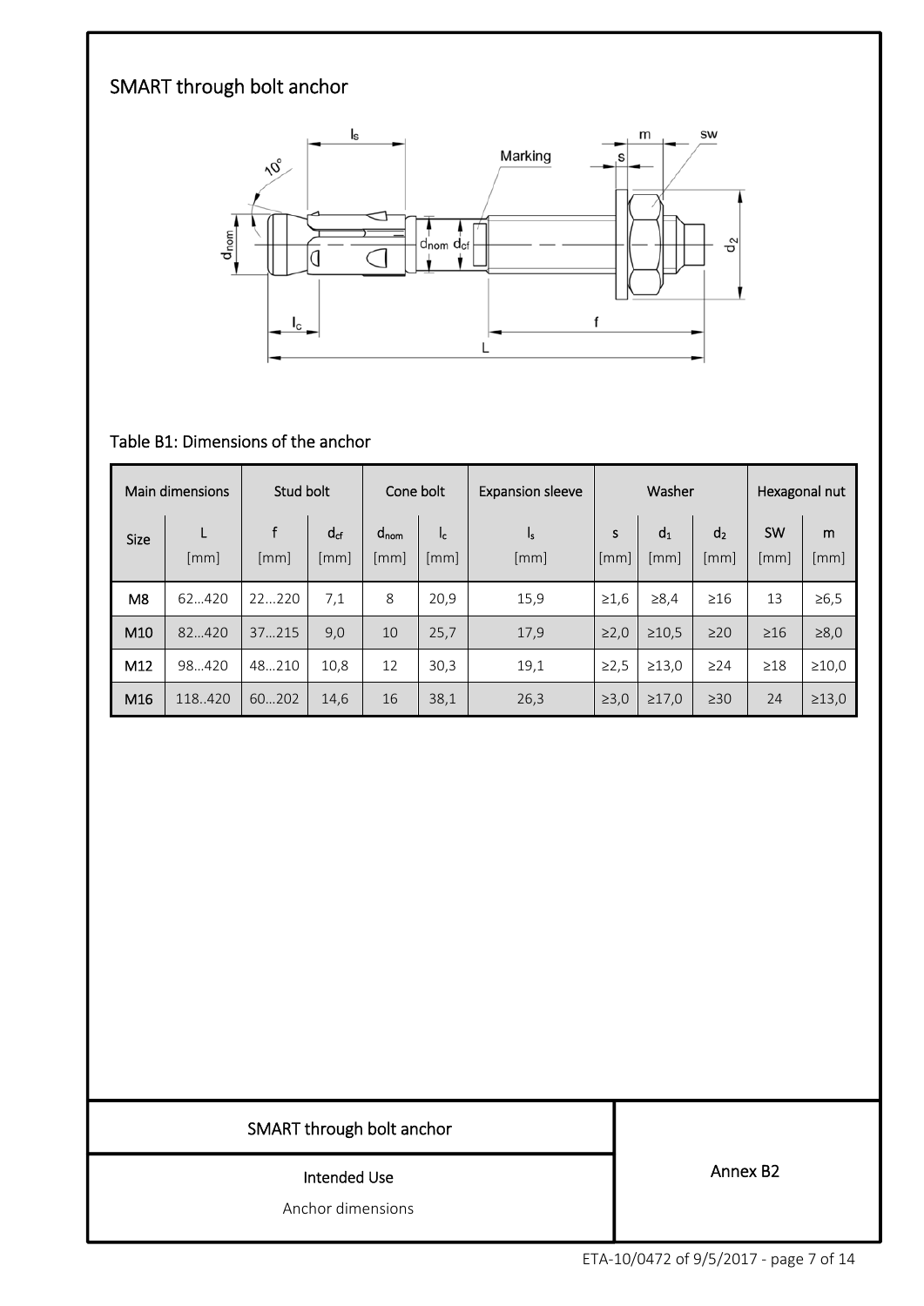# SMART through bolt anchor

## Table B1: Dimensions of the anchor

| Main dimensions | | Stud bolt | | Cone bolt | | Expansion sleeve | Washer | | | Hexagonal nut | |
|---|---|---|---|---|---|---|---|---|---|---|---|
| Size | L [mm] | f [mm] | $d_{cf}$ [mm] | $d_{nom}$ [mm] | $l_c$ [mm] | $l_s$ [mm] | s [mm] | $d_1$ [mm] | $d_2$ [mm] | SW [mm] | m [mm] |
| M8 | 62…420 | 22…220 | 7,1 | 8 | 20,9 | 15,9 | ≥1,6 | ≥8,4 | ≥16 | 13 | ≥6,5 |
| M10 | 82…420 | 37…215 | 9,0 | 10 | 25,7 | 17,9 | ≥2,0 | ≥10,5 | ≥20 | ≥16 | ≥8,0 |
| M12 | 98…420 | 48…210 | 10,8 | 12 | 30,3 | 19,1 | ≥2,5 | ≥13,0 | ≥24 | ≥18 | ≥10,0 |
| M16 | 118..420 | 60…202 | 14,6 | 16 | 38,1 | 26,3 | ≥3,0 | ≥17,0 | ≥30 | 24 | ≥13,0 |

| SMART through bolt anchor | Annex B2 |
|---|---|
| Intended Use<br>Anchor dimensions | |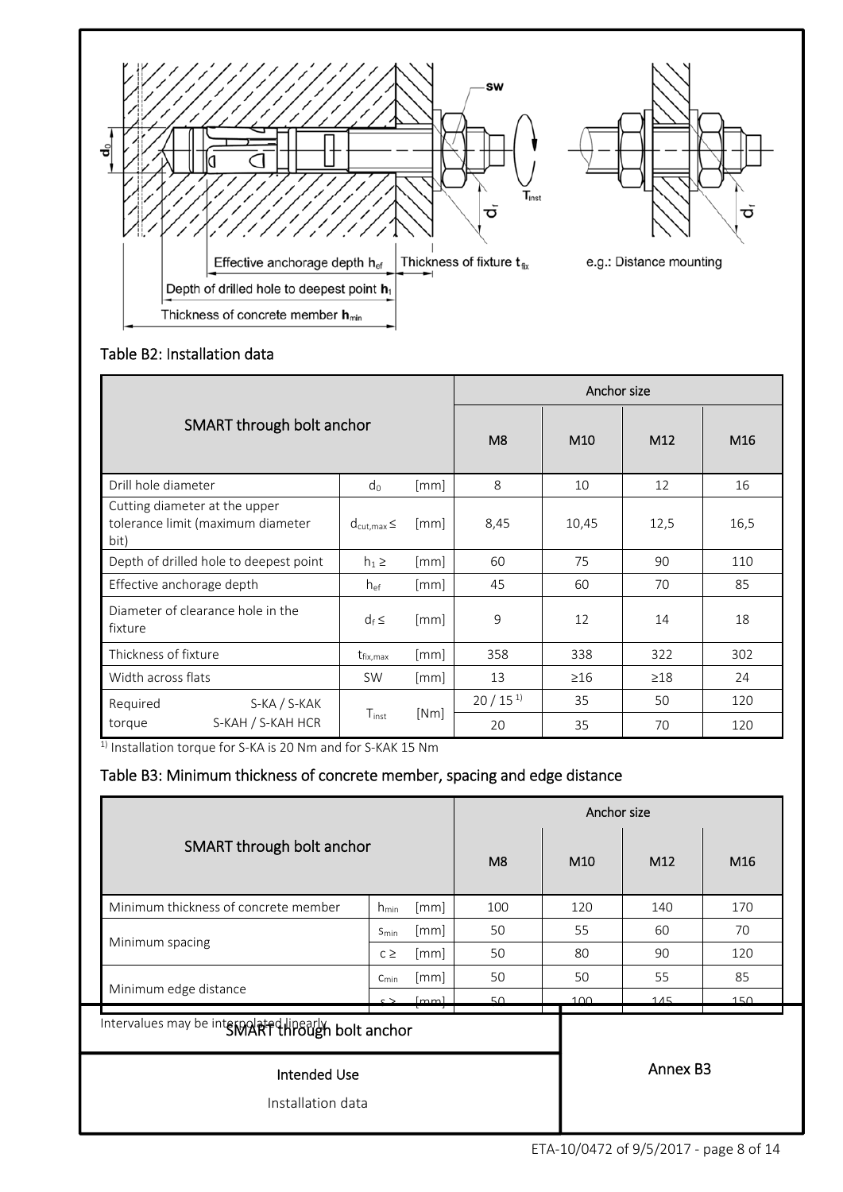Effective anchorage depth $h_{ef}$

Depth of drilled hole to deepest point $h_1$

Thickness of concrete member $h_{min}$

Thickness of fixture $t_{fix}$

e.g.: Distance mounting

### Table B2: Installation data

| SMART through bolt anchor | | | Anchor size | | | |
|---|---|---|---|---|---|---|
| | | | M8 | M10 | M12 | M16 |
| Drill hole diameter | $d_0$ | [mm] | 8 | 10 | 12 | 16 |
| Cutting diameter at the upper tolerance limit (maximum diameter bit) | $d_{cut,max} \leq$ | [mm] | 8,45 | 10,45 | 12,5 | 16,5 |
| Depth of drilled hole to deepest point | $h_1 \geq$ | [mm] | 60 | 75 | 90 | 110 |
| Effective anchorage depth | $h_{ef}$ | [mm] | 45 | 60 | 70 | 85 |
| Diameter of clearance hole in the fixture | $d_f \leq$ | [mm] | 9 | 12 | 14 | 18 |
| Thickness of fixture | $t_{fix,max}$ | [mm] | 358 | 338 | 322 | 302 |
| Width across flats | SW | [mm] | 13 | ≥16 | ≥18 | 24 |
| Required torque S-KA / S-KAK | $T_{inst}$ | [Nm] | 20 / 15 [1] | 35 | 50 | 120 |
| Required torque S-KAH / S-KAH HCR | $T_{inst}$ | [Nm] | 20 | 35 | 70 | 120 |

[1] Installation torque for S-KA is 20 Nm and for S-KAK 15 Nm

### Table B3: Minimum thickness of concrete member, spacing and edge distance

| SMART through bolt anchor | | | Anchor size | | | |
|---|---|---|---|---|---|---|
| | | | M8 | M10 | M12 | M16 |
| Minimum thickness of concrete member | $h_{min}$ | [mm] | 100 | 120 | 140 | 170 |
| Minimum spacing | $s_{min}$ | [mm] | 50 | 55 | 60 | 70 |
| | $c \geq$ | [mm] | 50 | 80 | 90 | 120 |
| Minimum edge distance | $c_{min}$ | [mm] | 50 | 50 | 55 | 85 |
| | $s \geq$ | [mm] | 50 | 100 | 145 | 150 |

Intervalues may be interpolated linearly

SMART through bolt anchor

Intended Use

Installation data

Annex B3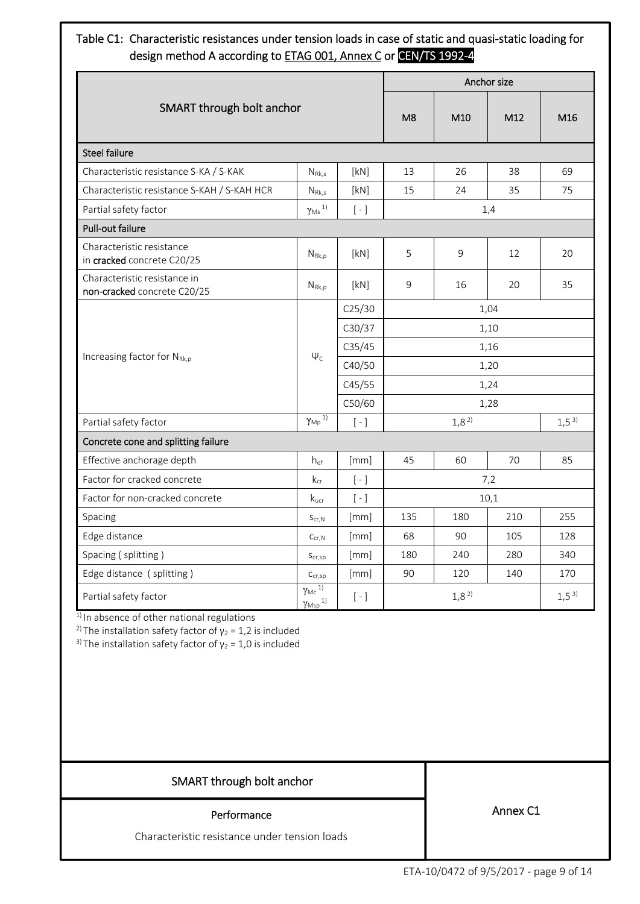Table C1: Characteristic resistances under tension loads in case of static and quasi-static loading for design method A according to ETAG 001, Annex C or CEN/TS 1992-4

| SMART through bolt anchor | | | Anchor size | | | |
|---|---|---|---|---|---|---|
| | | | M8 | M10 | M12 | M16 |
| **Steel failure** | | | | | | |
| Characteristic resistance S-KA / S-KAK | $N_{Rk,s}$ | [kN] | 13 | 26 | 38 | 69 |
| Characteristic resistance S-KAH / S-KAH HCR | $N_{Rk,s}$ | [kN] | 15 | 24 | 35 | 75 |
| Partial safety factor | $\gamma_{Ms}$ [1) ] | [ - ] | 1,4 | | | |
| **Pull-out failure** | | | | | | |
| Characteristic resistance in **cracked** concrete C20/25 | $N_{Rk,p}$ | [kN] | 5 | 9 | 12 | 20 |
| Characteristic resistance in **non-cracked** concrete C20/25 | $N_{Rk,p}$ | [kN] | 9 | 16 | 20 | 35 |
| Increasing factor for $N_{Rk,p}$ | $\Psi_C$ | C25/30 | 1,04 | | | |
| | | C30/37 | 1,10 | | | |
| | | C35/45 | 1,16 | | | |
| | | C40/50 | 1,20 | | | |
| | | C45/55 | 1,24 | | | |
| | | C50/60 | 1,28 | | | |
| Partial safety factor | $\gamma_{Mp}$ [1) ] | [ - ] | 1,8 [2) ] | | | 1,5 [3) ] |
| **Concrete cone and splitting failure** | | | | | | |
| Effective anchorage depth | $h_{ef}$ | [mm] | 45 | 60 | 70 | 85 |
| Factor for cracked concrete | $k_{cr}$ | [ - ] | 7,2 | | | |
| Factor for non-cracked concrete | $k_{ucr}$ | [ - ] | 10,1 | | | |
| Spacing | $s_{cr,N}$ | [mm] | 135 | 180 | 210 | 255 |
| Edge distance | $c_{cr,N}$ | [mm] | 68 | 90 | 105 | 128 |
| Spacing ( splitting ) | $s_{cr,sp}$ | [mm] | 180 | 240 | 280 | 340 |
| Edge distance ( splitting ) | $c_{cr,sp}$ | [mm] | 90 | 120 | 140 | 170 |
| Partial safety factor | $\gamma_{Mc}$ [1) ] $\gamma_{Msp}$ [1) ] | [ - ] | 1,8 [2) ] | | | 1,5 [3) ] |

[1)] In absence of other national regulations
[2)] The installation safety factor of $\gamma_2$ = 1,2 is included
[3)] The installation safety factor of $\gamma_2$ = 1,0 is included

SMART through bolt anchor

Performance

Characteristic resistance under tension loads

Annex C1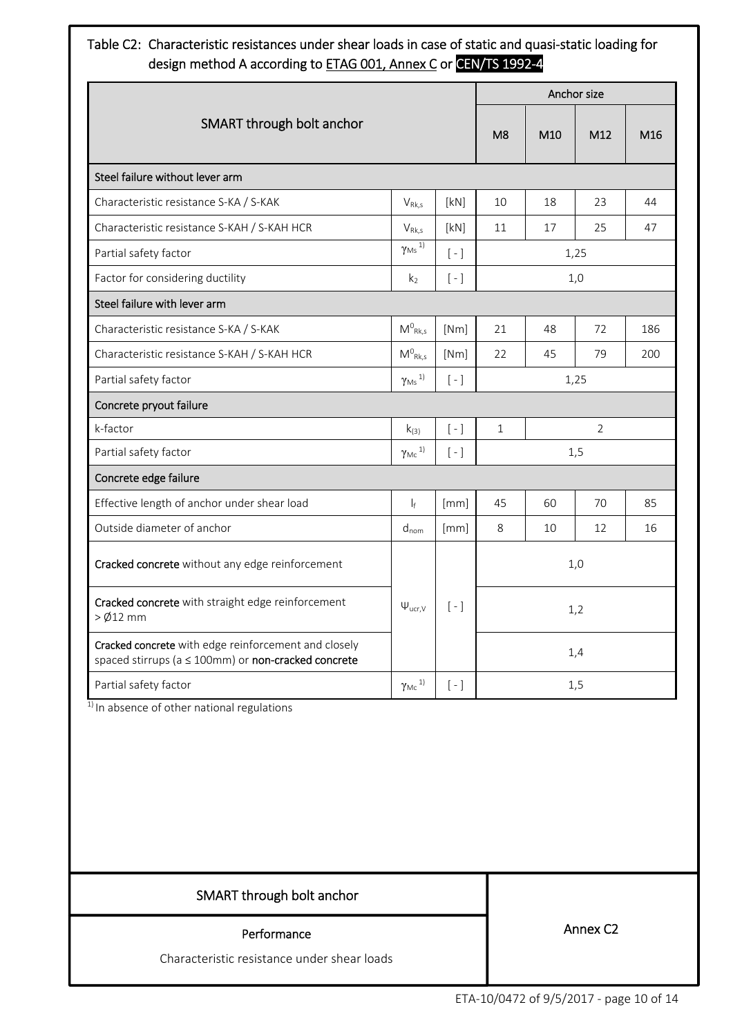## Table C2: Characteristic resistances under shear loads in case of static and quasi-static loading for design method A according to ETAG 001, Annex C or CEN/TS 1992-4

| SMART through bolt anchor | | | Anchor size | | | |
|---|---|---|---|---|---|---|
| | | | M8 | M10 | M12 | M16 |
| **Steel failure without lever arm** | | | | | | |
| Characteristic resistance S-KA / S-KAK | $V_{Rk,s}$ | [kN] | 10 | 18 | 23 | 44 |
| Characteristic resistance S-KAH / S-KAH HCR | $V_{Rk,s}$ | [kN] | 11 | 17 | 25 | 47 |
| Partial safety factor | $\gamma_{Ms}$ [1] | [ - ] | 1,25 | | | |
| Factor for considering ductility | $k_2$ | [ - ] | 1,0 | | | |
| **Steel failure with lever arm** | | | | | | |
| Characteristic resistance S-KA / S-KAK | $M^0_{Rk,s}$ | [Nm] | 21 | 48 | 72 | 186 |
| Characteristic resistance S-KAH / S-KAH HCR | $M^0_{Rk,s}$ | [Nm] | 22 | 45 | 79 | 200 |
| Partial safety factor | $\gamma_{Ms}$ [1] | [ - ] | 1,25 | | | |
| **Concrete pryout failure** | | | | | | |
| k-factor | $k_{(3)}$ | [ - ] | 1 | 2 | | |
| Partial safety factor | $\gamma_{Mc}$ [1] | [ - ] | 1,5 | | | |
| **Concrete edge failure** | | | | | | |
| Effective length of anchor under shear load | $l_f$ | [mm] | 45 | 60 | 70 | 85 |
| Outside diameter of anchor | $d_{nom}$ | [mm] | 8 | 10 | 12 | 16 |
| **Cracked concrete** without any edge reinforcement | $\Psi_{ucr,V}$ | [ - ] | 1,0 | | | |
| **Cracked concrete** with straight edge reinforcement > Ø12 mm | $\Psi_{ucr,V}$ | [ - ] | 1,2 | | | |
| **Cracked concrete** with edge reinforcement and closely spaced stirrups (a ≤ 100mm) or **non-cracked concrete** | $\Psi_{ucr,V}$ | [ - ] | 1,4 | | | |
| Partial safety factor | $\gamma_{Mc}$ [1] | [ - ] | 1,5 | | | |

[1] In absence of other national regulations

SMART through bolt anchor

Performance

Characteristic resistance under shear loads

Annex C2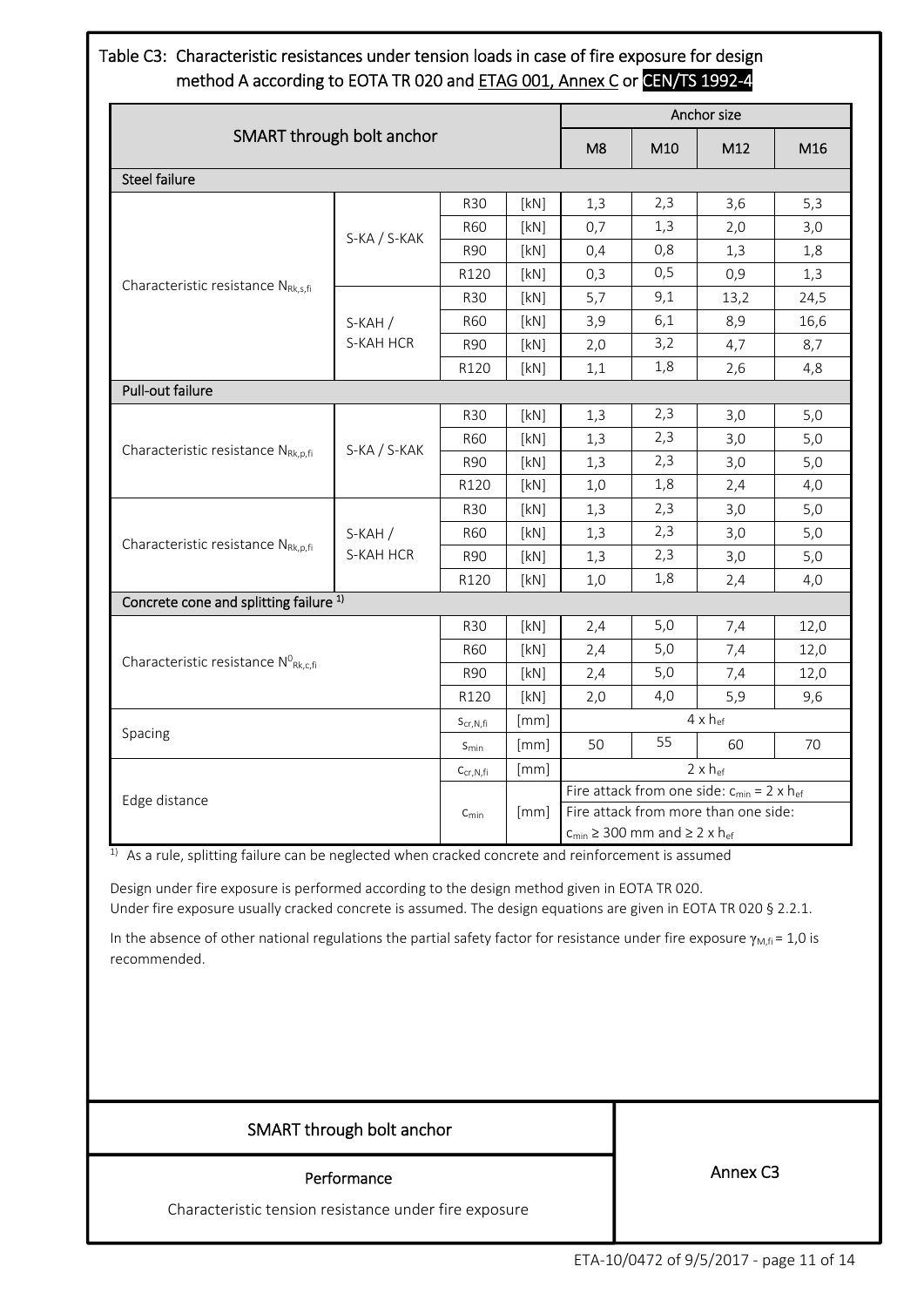## Table C3: Characteristic resistances under tension loads in case of fire exposure for design method A according to EOTA TR 020 and ETAG 001, Annex C or CEN/TS 1992-4

| SMART through bolt anchor | | | | M8 | M10 | M12 | M16 |
|---|---|---|---|---|---|---|---|
| **Steel failure** | | | | | | | |
| Characteristic resistance $N_{Rk,s,fi}$ | S-KA / S-KAK | R30 | [kN] | 1,3 | 2,3 | 3,6 | 5,3 |
| | | R60 | [kN] | 0,7 | 1,3 | 2,0 | 3,0 |
| | | R90 | [kN] | 0,4 | 0,8 | 1,3 | 1,8 |
| | | R120 | [kN] | 0,3 | 0,5 | 0,9 | 1,3 |
| | S-KAH / S-KAH HCR | R30 | [kN] | 5,7 | 9,1 | 13,2 | 24,5 |
| | | R60 | [kN] | 3,9 | 6,1 | 8,9 | 16,6 |
| | | R90 | [kN] | 2,0 | 3,2 | 4,7 | 8,7 |
| | | R120 | [kN] | 1,1 | 1,8 | 2,6 | 4,8 |
| **Pull-out failure** | | | | | | | |
| Characteristic resistance $N_{Rk,p,fi}$ | S-KA / S-KAK | R30 | [kN] | 1,3 | 2,3 | 3,0 | 5,0 |
| | | R60 | [kN] | 1,3 | 2,3 | 3,0 | 5,0 |
| | | R90 | [kN] | 1,3 | 2,3 | 3,0 | 5,0 |
| | | R120 | [kN] | 1,0 | 1,8 | 2,4 | 4,0 |
| Characteristic resistance $N_{Rk,p,fi}$ | S-KAH / S-KAH HCR | R30 | [kN] | 1,3 | 2,3 | 3,0 | 5,0 |
| | | R60 | [kN] | 1,3 | 2,3 | 3,0 | 5,0 |
| | | R90 | [kN] | 1,3 | 2,3 | 3,0 | 5,0 |
| | | R120 | [kN] | 1,0 | 1,8 | 2,4 | 4,0 |
| **Concrete cone and splitting failure** [1] | | | | | | | |
| Characteristic resistance $N^0_{Rk,c,fi}$ | | R30 | [kN] | 2,4 | 5,0 | 7,4 | 12,0 |
| | | R60 | [kN] | 2,4 | 5,0 | 7,4 | 12,0 |
| | | R90 | [kN] | 2,4 | 5,0 | 7,4 | 12,0 |
| | | R120 | [kN] | 2,0 | 4,0 | 5,9 | 9,6 |
| Spacing | | $s_{cr,N,fi}$ | [mm] | $4 \times h_{ef}$ | | | |
| | | $s_{min}$ | [mm] | 50 | 55 | 60 | 70 |
| Edge distance | | $c_{cr,N,fi}$ | [mm] | $2 \times h_{ef}$ | | | |
| | | $c_{min}$ | [mm] | Fire attack from one side: $c_{min} = 2 \times h_{ef}$ <br> Fire attack from more than one side: $c_{min} \geq 300$ mm and $\geq 2 \times h_{ef}$ | | | |

[1] As a rule, splitting failure can be neglected when cracked concrete and reinforcement is assumed

Design under fire exposure is performed according to the design method given in EOTA TR 020.
Under fire exposure usually cracked concrete is assumed. The design equations are given in EOTA TR 020 § 2.2.1.

In the absence of other national regulations the partial safety factor for resistance under fire exposure $\gamma_{M,fi} = 1,0$ is recommended.

| SMART through bolt anchor | Annex C3 |
|---|---|
| **Performance** <br> Characteristic tension resistance under fire exposure | |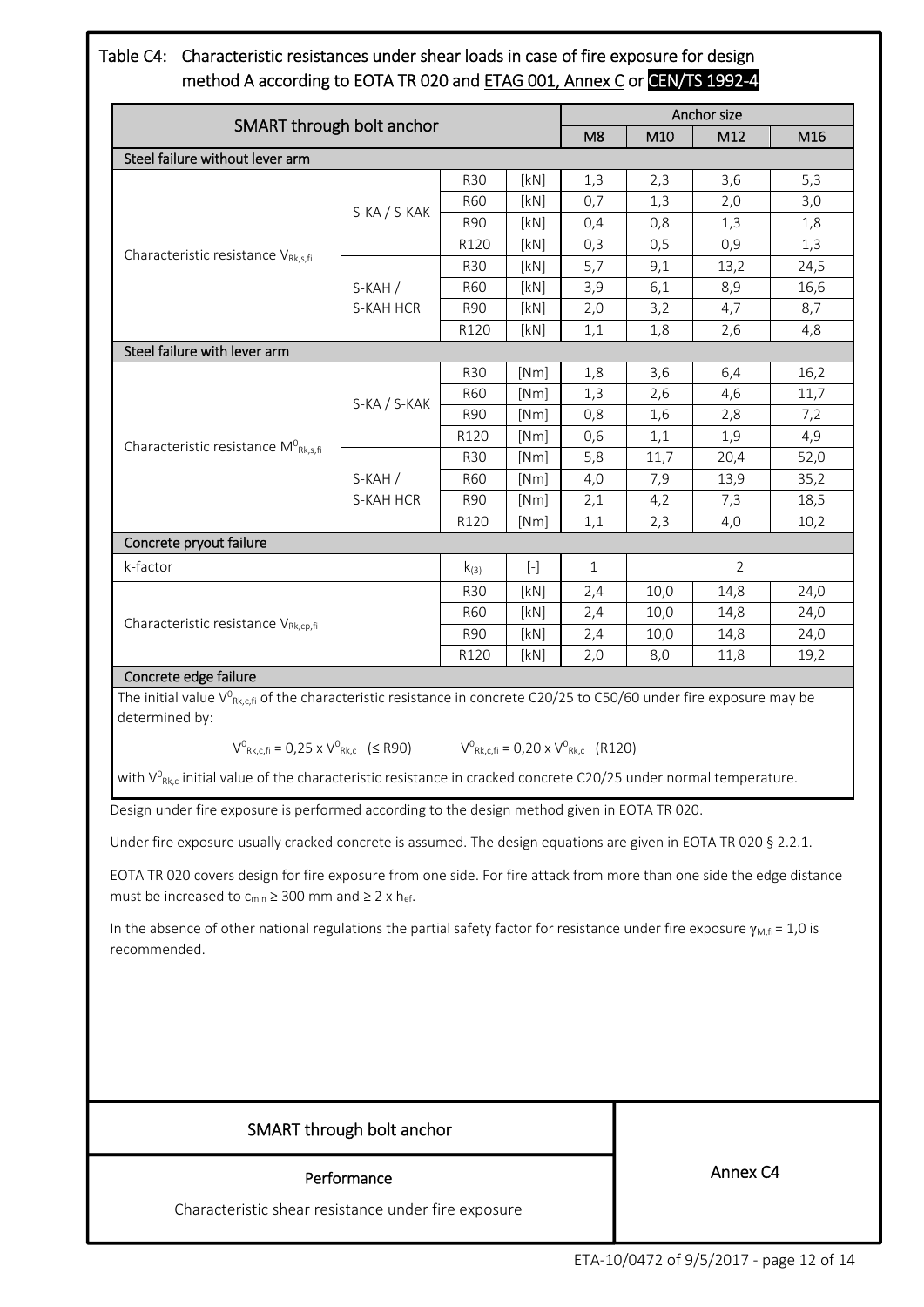## Table C4: Characteristic resistances under shear loads in case of fire exposure for design method A according to EOTA TR 020 and ETAG 001, Annex C or CEN/TS 1992-4

| SMART through bolt anchor | | | | M8 | M10 | M12 | M16 |
|---|---|---|---|---|---|---|---|
| **Steel failure without lever arm** | | | | | | | |
| Characteristic resistance $V_{Rk,s,fi}$ | S-KA / S-KAK | R30 | [kN] | 1,3 | 2,3 | 3,6 | 5,3 |
| | | R60 | [kN] | 0,7 | 1,3 | 2,0 | 3,0 |
| | | R90 | [kN] | 0,4 | 0,8 | 1,3 | 1,8 |
| | | R120 | [kN] | 0,3 | 0,5 | 0,9 | 1,3 |
| | S-KAH / S-KAH HCR | R30 | [kN] | 5,7 | 9,1 | 13,2 | 24,5 |
| | | R60 | [kN] | 3,9 | 6,1 | 8,9 | 16,6 |
| | | R90 | [kN] | 2,0 | 3,2 | 4,7 | 8,7 |
| | | R120 | [kN] | 1,1 | 1,8 | 2,6 | 4,8 |
| **Steel failure with lever arm** | | | | | | | |
| Characteristic resistance $M^0_{Rk,s,fi}$ | S-KA / S-KAK | R30 | [Nm] | 1,8 | 3,6 | 6,4 | 16,2 |
| | | R60 | [Nm] | 1,3 | 2,6 | 4,6 | 11,7 |
| | | R90 | [Nm] | 0,8 | 1,6 | 2,8 | 7,2 |
| | | R120 | [Nm] | 0,6 | 1,1 | 1,9 | 4,9 |
| | S-KAH / S-KAH HCR | R30 | [Nm] | 5,8 | 11,7 | 20,4 | 52,0 |
| | | R60 | [Nm] | 4,0 | 7,9 | 13,9 | 35,2 |
| | | R90 | [Nm] | 2,1 | 4,2 | 7,3 | 18,5 |
| | | R120 | [Nm] | 1,1 | 2,3 | 4,0 | 10,2 |
| **Concrete pryout failure** | | | | | | | |
| k-factor | | $k_{(3)}$ | [-] | 1 | 2 | | |
| Characteristic resistance $V_{Rk,cp,fi}$ | | R30 | [kN] | 2,4 | 10,0 | 14,8 | 24,0 |
| | | R60 | [kN] | 2,4 | 10,0 | 14,8 | 24,0 |
| | | R90 | [kN] | 2,4 | 10,0 | 14,8 | 24,0 |
| | | R120 | [kN] | 2,0 | 8,0 | 11,8 | 19,2 |

**Concrete edge failure**

The initial value $V^0_{Rk,c,fi}$ of the characteristic resistance in concrete C20/25 to C50/60 under fire exposure may be determined by:

$V^0_{Rk,c,fi} = 0{,}25 \times V^0_{Rk,c}$ (≤ R90) $\qquad V^0_{Rk,c,fi} = 0{,}20 \times V^0_{Rk,c}$ (R120)

with $V^0_{Rk,c}$ initial value of the characteristic resistance in cracked concrete C20/25 under normal temperature.

Design under fire exposure is performed according to the design method given in EOTA TR 020.

Under fire exposure usually cracked concrete is assumed. The design equations are given in EOTA TR 020 § 2.2.1.

EOTA TR 020 covers design for fire exposure from one side. For fire attack from more than one side the edge distance must be increased to $c_{min} \geq 300$ mm and $\geq 2 \times h_{ef}$.

In the absence of other national regulations the partial safety factor for resistance under fire exposure $\gamma_{M,fi} = 1{,}0$ is recommended.

| SMART through bolt anchor | Annex C4 |
|---|---|
| Performance<br>Characteristic shear resistance under fire exposure | |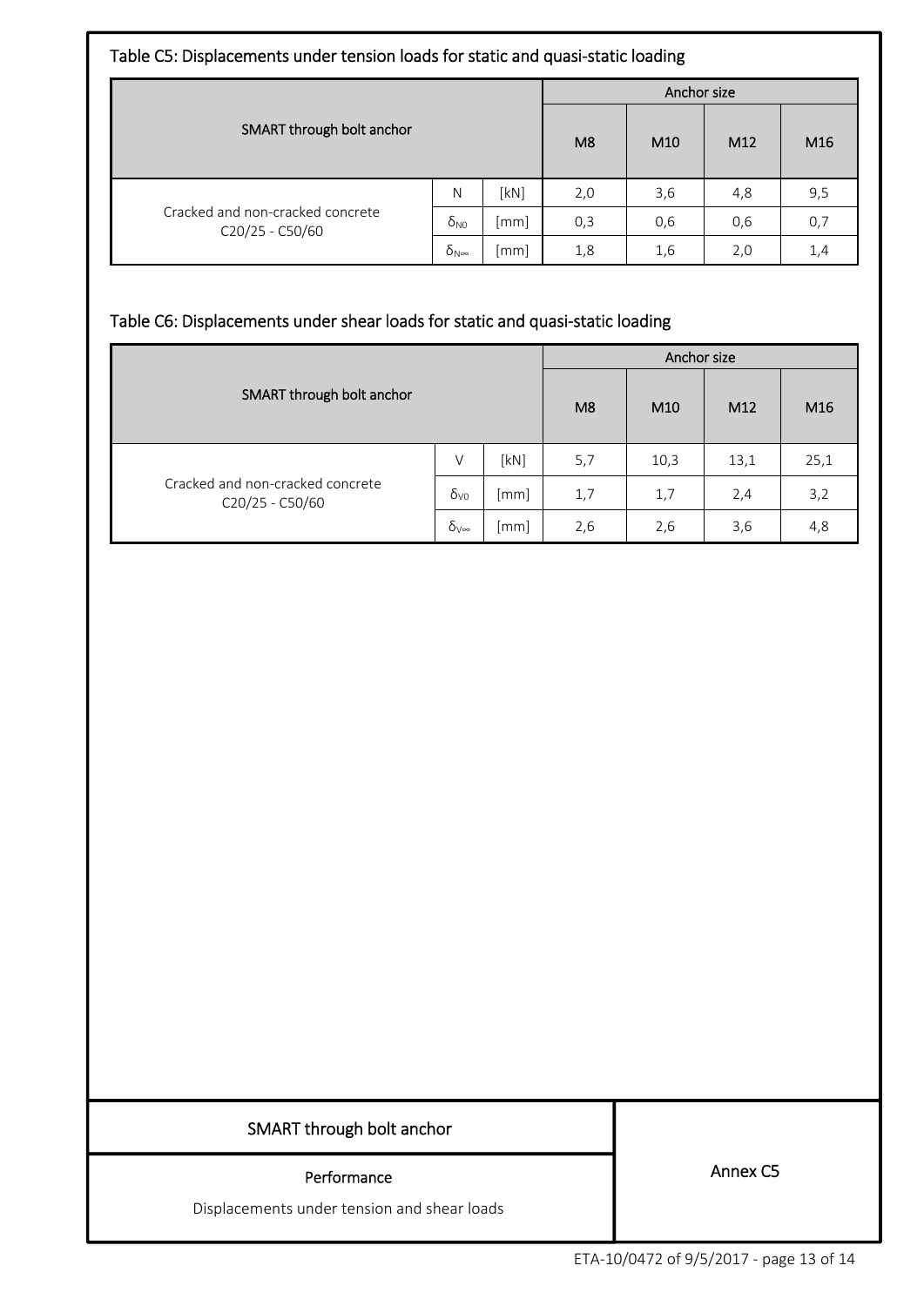## Table C5: Displacements under tension loads for static and quasi-static loading

| SMART through bolt anchor | | | Anchor size | | | |
|---|---|---|---|---|---|---|
| | | | M8 | M10 | M12 | M16 |
| Cracked and non-cracked concrete C20/25 - C50/60 | N | [kN] | 2,0 | 3,6 | 4,8 | 9,5 |
| | $\delta_{N0}$ | [mm] | 0,3 | 0,6 | 0,6 | 0,7 |
| | $\delta_{N\infty}$ | [mm] | 1,8 | 1,6 | 2,0 | 1,4 |

## Table C6: Displacements under shear loads for static and quasi-static loading

| SMART through bolt anchor | | | Anchor size | | | |
|---|---|---|---|---|---|---|
| | | | M8 | M10 | M12 | M16 |
| Cracked and non-cracked concrete C20/25 - C50/60 | V | [kN] | 5,7 | 10,3 | 13,1 | 25,1 |
| | $\delta_{V0}$ | [mm] | 1,7 | 1,7 | 2,4 | 3,2 |
| | $\delta_{V\infty}$ | [mm] | 2,6 | 2,6 | 3,6 | 4,8 |

| SMART through bolt anchor | Annex C5 |
|---|---|
| **Performance**<br>Displacements under tension and shear loads | |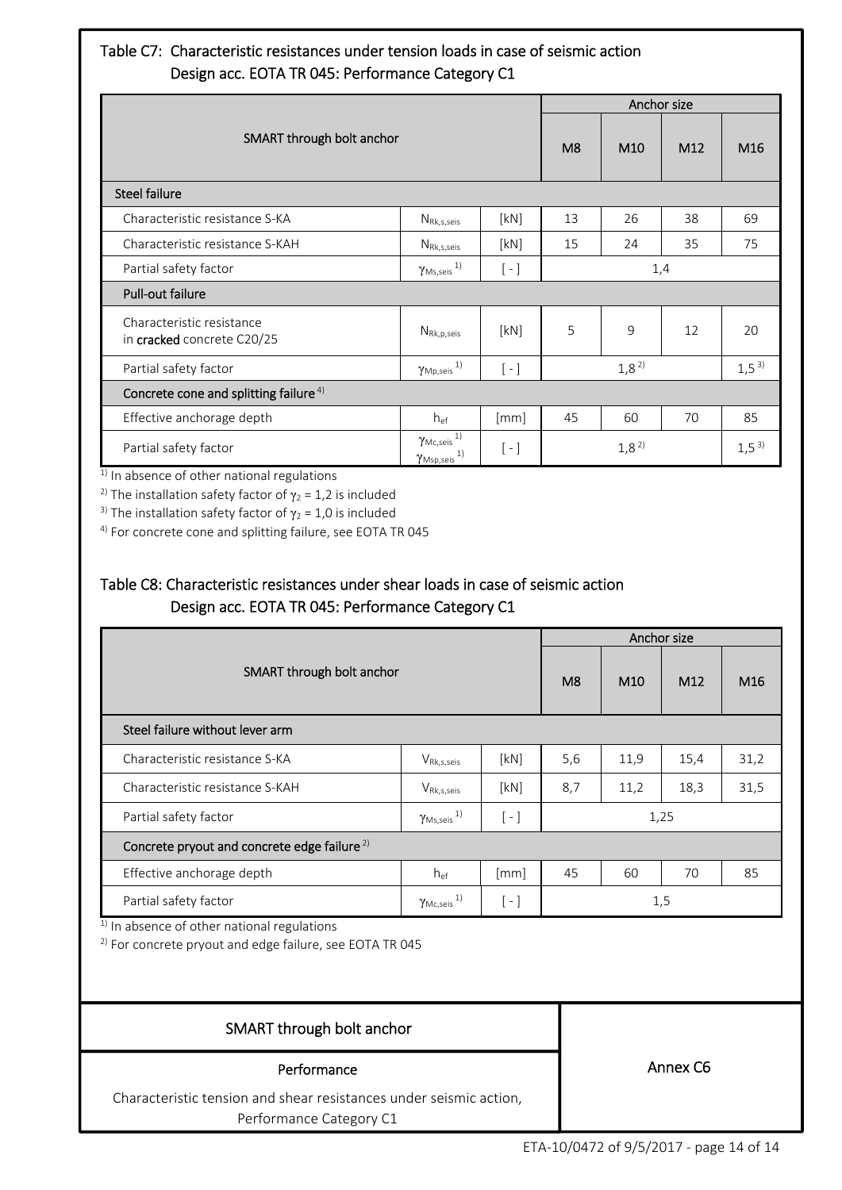## Table C7: Characteristic resistances under tension loads in case of seismic action Design acc. EOTA TR 045: Performance Category C1

| SMART through bolt anchor | | | Anchor size | | | |
|---|---|---|---|---|---|---|
| | | | M8 | M10 | M12 | M16 |
| **Steel failure** | | | | | | |
| Characteristic resistance S-KA | $N_{Rk,s,seis}$ | [kN] | 13 | 26 | 38 | 69 |
| Characteristic resistance S-KAH | $N_{Rk,s,seis}$ | [kN] | 15 | 24 | 35 | 75 |
| Partial safety factor | $\gamma_{Ms,seis}$ 1) | [ - ] | 1,4 | | | |
| **Pull-out failure** | | | | | | |
| Characteristic resistance in **cracked** concrete C20/25 | $N_{Rk,p,seis}$ | [kN] | 5 | 9 | 12 | 20 |
| Partial safety factor | $\gamma_{Mp,seis}$ 1) | [ - ] | 1,8 2) | | | 1,5 3) |
| **Concrete cone and splitting failure** 4) | | | | | | |
| Effective anchorage depth | $h_{ef}$ | [mm] | 45 | 60 | 70 | 85 |
| Partial safety factor | $\gamma_{Mc,seis}$ 1) $\gamma_{Msp,seis}$ 1) | [ - ] | 1,8 2) | | | 1,5 3) |

1) In absence of other national regulations

2) The installation safety factor of $\gamma_2 = 1,2$ is included

3) The installation safety factor of $\gamma_2 = 1,0$ is included

4) For concrete cone and splitting failure, see EOTA TR 045

## Table C8: Characteristic resistances under shear loads in case of seismic action Design acc. EOTA TR 045: Performance Category C1

| SMART through bolt anchor | | | Anchor size | | | |
|---|---|---|---|---|---|---|
| | | | M8 | M10 | M12 | M16 |
| **Steel failure without lever arm** | | | | | | |
| Characteristic resistance S-KA | $V_{Rk,s,seis}$ | [kN] | 5,6 | 11,9 | 15,4 | 31,2 |
| Characteristic resistance S-KAH | $V_{Rk,s,seis}$ | [kN] | 8,7 | 11,2 | 18,3 | 31,5 |
| Partial safety factor | $\gamma_{Ms,seis}$ 1) | [ - ] | 1,25 | | | |
| **Concrete pryout and concrete edge failure** 2) | | | | | | |
| Effective anchorage depth | $h_{ef}$ | [mm] | 45 | 60 | 70 | 85 |
| Partial safety factor | $\gamma_{Mc,seis}$ 1) | [ - ] | 1,5 | | | |

1) In absence of other national regulations

2) For concrete pryout and edge failure, see EOTA TR 045

| SMART through bolt anchor | Annex C6 |
|---|---|
| Performance<br>Characteristic tension and shear resistances under seismic action, Performance Category C1 | |